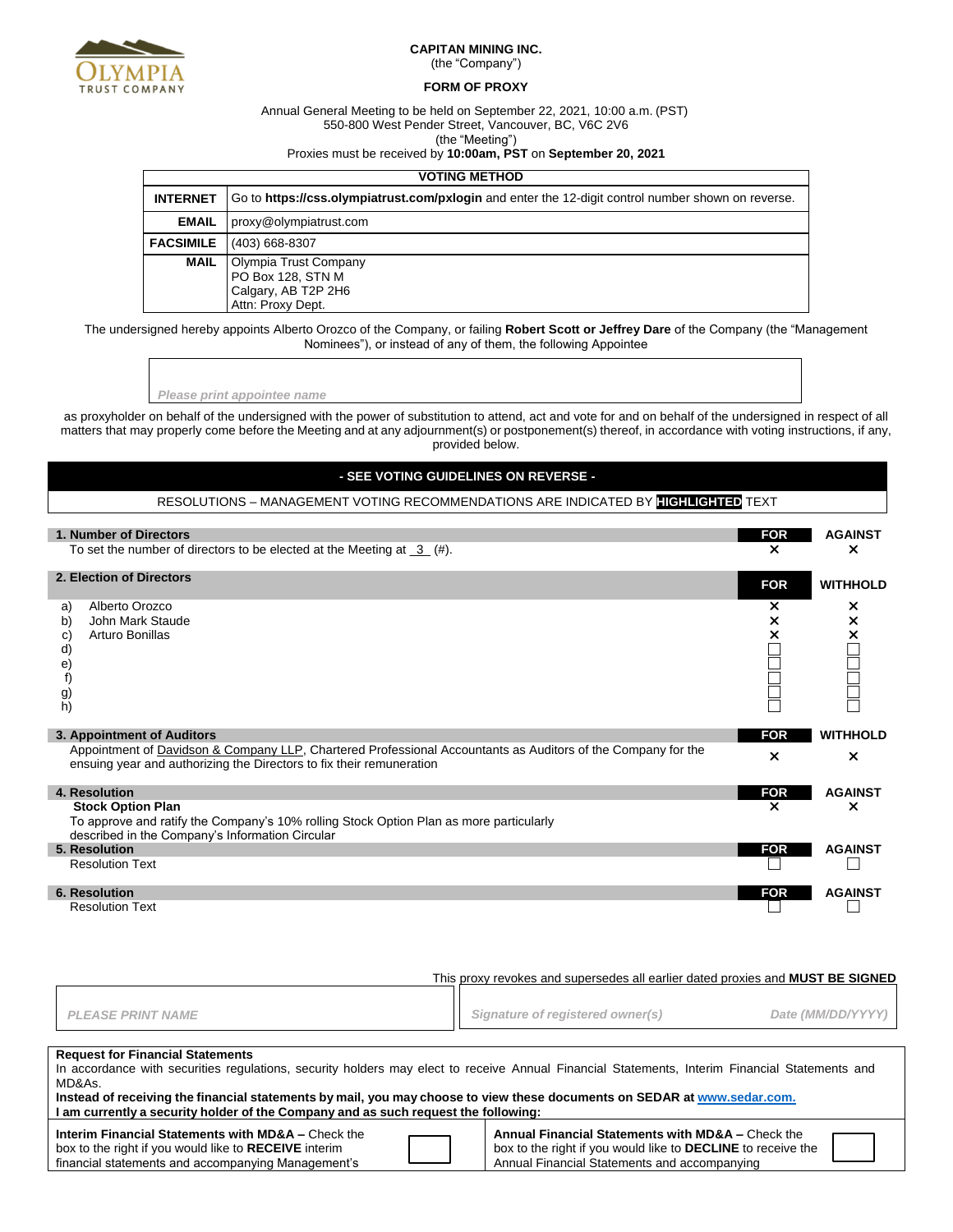OLYMPIA TRUST COMPANY

**CAPITAN MINING INC.**
(the "Company")

**FORM OF PROXY**

Annual General Meeting to be held on September 22, 2021, 10:00 a.m. (PST)
550-800 West Pender Street, Vancouver, BC, V6C 2V6
(the "Meeting")
Proxies must be received by **10:00am, PST** on **September 20, 2021**

| VOTING METHOD | |
|---|---|
| **INTERNET** | Go to **https://css.olympiatrust.com/pxlogin** and enter the 12-digit control number shown on reverse. |
| **EMAIL** | proxy@olympiatrust.com |
| **FACSIMILE** | (403) 668-8307 |
| **MAIL** | Olympia Trust Company<br>PO Box 128, STN M<br>Calgary, AB T2P 2H6<br>Attn: Proxy Dept. |

The undersigned hereby appoints Alberto Orozco of the Company, or failing **Robert Scott or Jeffrey Dare** of the Company (the "Management Nominees"), or instead of any of them, the following Appointee

*Please print appointee name*

as proxyholder on behalf of the undersigned with the power of substitution to attend, act and vote for and on behalf of the undersigned in respect of all matters that may properly come before the Meeting and at any adjournment(s) or postponement(s) thereof, in accordance with voting instructions, if any, provided below.

**- SEE VOTING GUIDELINES ON REVERSE -**

RESOLUTIONS – MANAGEMENT VOTING RECOMMENDATIONS ARE INDICATED BY **HIGHLIGHTED** TEXT

| | FOR | AGAINST |
|---|---|---|
| **1. Number of Directors**<br>To set the number of directors to be elected at the Meeting at _3_ (#). | ✕ | ✕ |

| **2. Election of Directors** | FOR | WITHHOLD |
|---|---|---|
| a) Alberto Orozco | ✕ | ✕ |
| b) John Mark Staude | ✕ | ✕ |
| c) Arturo Bonillas | ✕ | ✕ |
| d) | ☐ | ☐ |
| e) | ☐ | ☐ |
| f) | ☐ | ☐ |
| g) | ☐ | ☐ |
| h) | ☐ | ☐ |

| | FOR | WITHHOLD |
|---|---|---|
| **3. Appointment of Auditors**<br>Appointment of Davidson & Company LLP, Chartered Professional Accountants as Auditors of the Company for the ensuing year and authorizing the Directors to fix their remuneration | ✕ | ✕ |

| | FOR | AGAINST |
|---|---|---|
| **4. Resolution**<br>**Stock Option Plan**<br>To approve and ratify the Company's 10% rolling Stock Option Plan as more particularly described in the Company's Information Circular | ✕ | ✕ |
| **5. Resolution**<br>Resolution Text | ☐ | ☐ |
| **6. Resolution**<br>Resolution Text | ☐ | ☐ |

This proxy revokes and supersedes all earlier dated proxies and **MUST BE SIGNED**

| *PLEASE PRINT NAME* | *Signature of registered owner(s)* | *Date (MM/DD/YYYY)* |
|---|---|---|
| | | |

**Request for Financial Statements**
In accordance with securities regulations, security holders may elect to receive Annual Financial Statements, Interim Financial Statements and MD&As.
**Instead of receiving the financial statements by mail, you may choose to view these documents on SEDAR at www.sedar.com.**
**I am currently a security holder of the Company and as such request the following:**

**Interim Financial Statements with MD&A –** Check the box to the right if you would like to **RECEIVE** interim financial statements and accompanying Management's ☐

**Annual Financial Statements with MD&A –** Check the box to the right if you would like to **DECLINE** to receive the Annual Financial Statements and accompanying ☐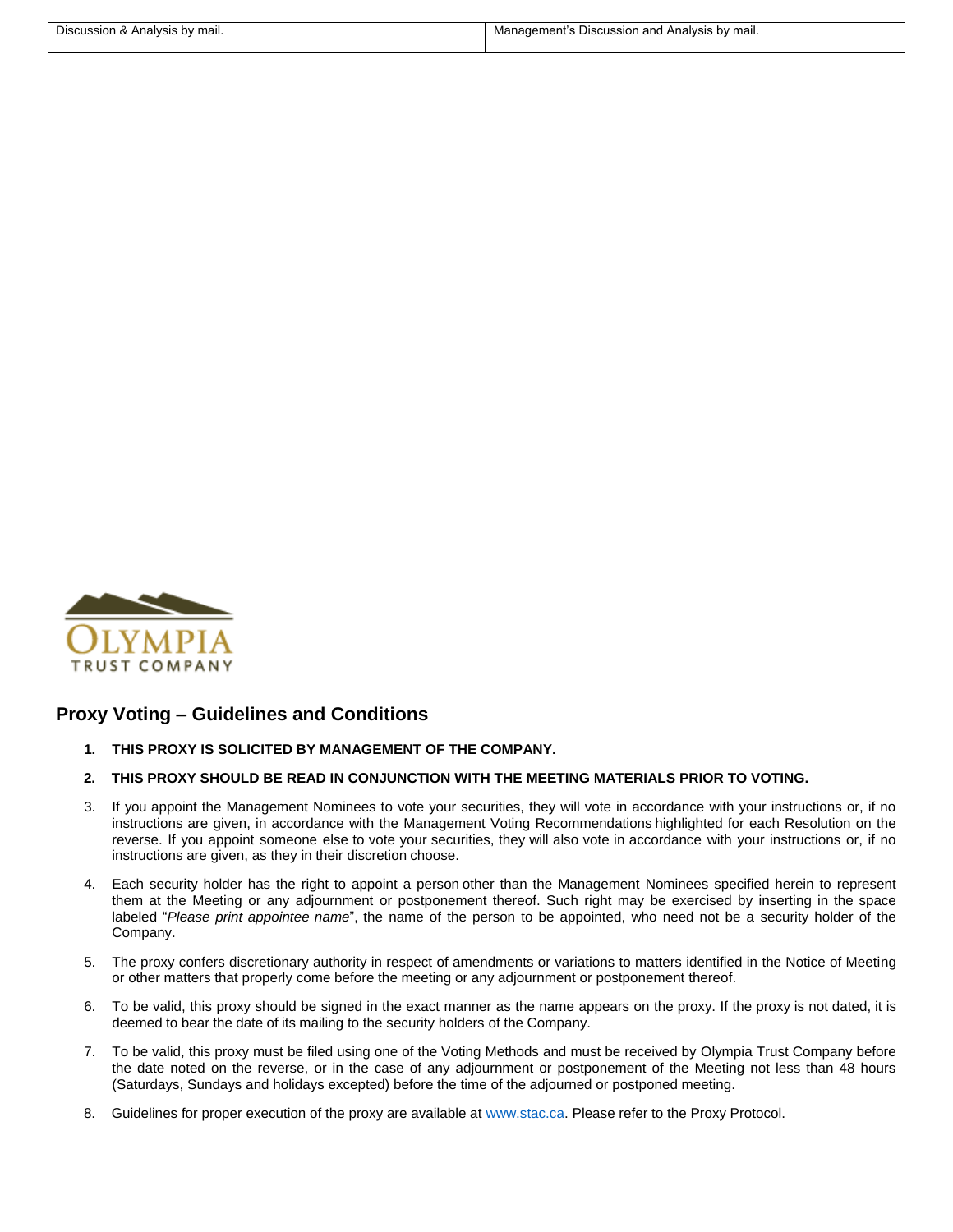| | |
|---|---|
| Discussion & Analysis by mail. | Management's Discussion and Analysis by mail. |

OLYMPIA
TRUST COMPANY

## Proxy Voting – Guidelines and Conditions

1. **THIS PROXY IS SOLICITED BY MANAGEMENT OF THE COMPANY.**
2. **THIS PROXY SHOULD BE READ IN CONJUNCTION WITH THE MEETING MATERIALS PRIOR TO VOTING.**
3. If you appoint the Management Nominees to vote your securities, they will vote in accordance with your instructions or, if no instructions are given, in accordance with the Management Voting Recommendations highlighted for each Resolution on the reverse. If you appoint someone else to vote your securities, they will also vote in accordance with your instructions or, if no instructions are given, as they in their discretion choose.
4. Each security holder has the right to appoint a person other than the Management Nominees specified herein to represent them at the Meeting or any adjournment or postponement thereof. Such right may be exercised by inserting in the space labeled "*Please print appointee name*", the name of the person to be appointed, who need not be a security holder of the Company.
5. The proxy confers discretionary authority in respect of amendments or variations to matters identified in the Notice of Meeting or other matters that properly come before the meeting or any adjournment or postponement thereof.
6. To be valid, this proxy should be signed in the exact manner as the name appears on the proxy. If the proxy is not dated, it is deemed to bear the date of its mailing to the security holders of the Company.
7. To be valid, this proxy must be filed using one of the Voting Methods and must be received by Olympia Trust Company before the date noted on the reverse, or in the case of any adjournment or postponement of the Meeting not less than 48 hours (Saturdays, Sundays and holidays excepted) before the time of the adjourned or postponed meeting.
8. Guidelines for proper execution of the proxy are available at www.stac.ca. Please refer to the Proxy Protocol.